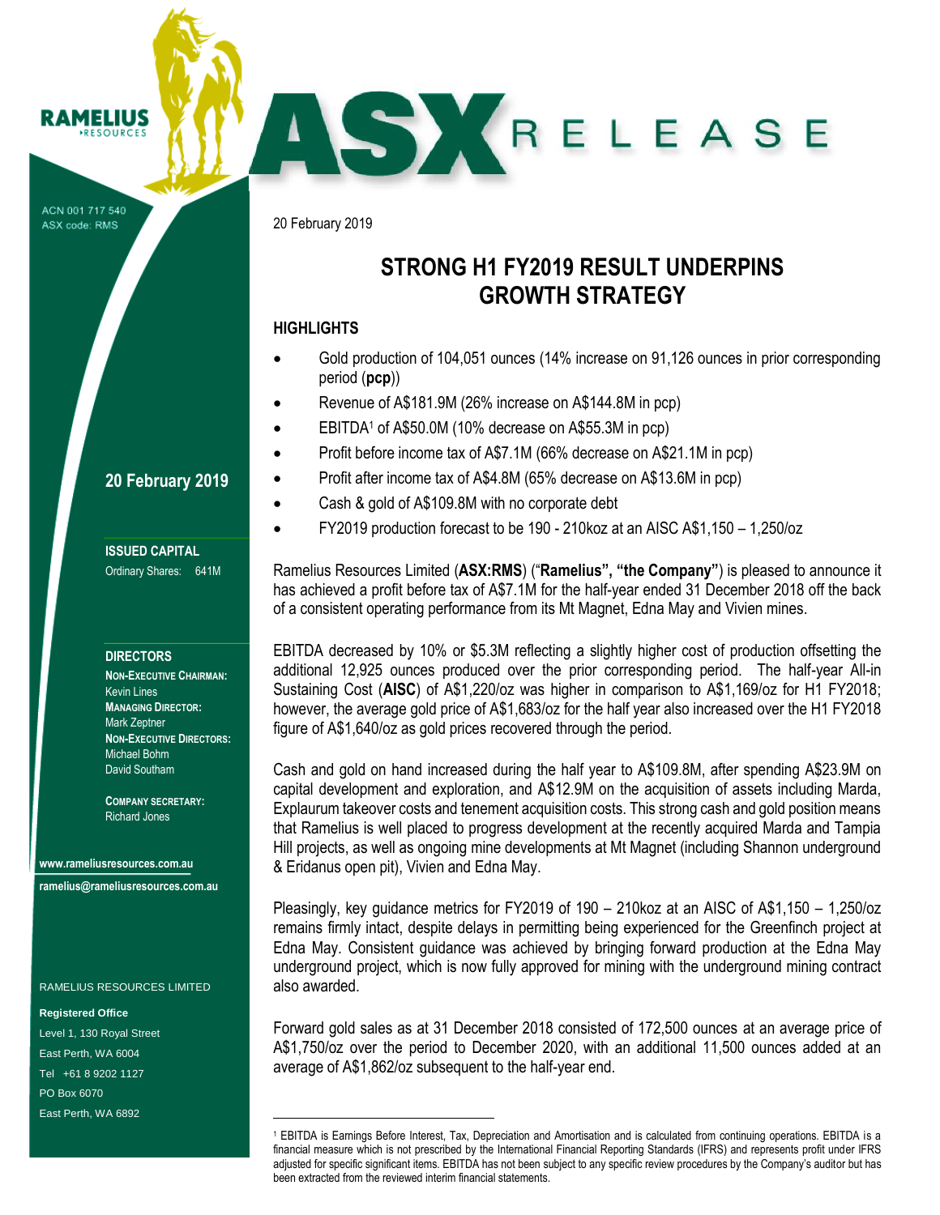RAMELIUS RESOURCES

ASX RELEASE

ACN 001 717 540
ASX code: RMS

20 February 2019

# STRONG H1 FY2019 RESULT UNDERPINS GROWTH STRATEGY

## HIGHLIGHTS

- Gold production of 104,051 ounces (14% increase on 91,126 ounces in prior corresponding period (**pcp**))
- Revenue of A$181.9M (26% increase on A$144.8M in pcp)
- EBITDA[1] of A$50.0M (10% decrease on A$55.3M in pcp)
- Profit before income tax of A$7.1M (66% decrease on A$21.1M in pcp)
- Profit after income tax of A$4.8M (65% decrease on A$13.6M in pcp)
- Cash & gold of A$109.8M with no corporate debt
- FY2019 production forecast to be 190 - 210koz at an AISC A$1,150 – 1,250/oz

Ramelius Resources Limited (**ASX:RMS**) ("**Ramelius", "the Company"**) is pleased to announce it has achieved a profit before tax of A$7.1M for the half-year ended 31 December 2018 off the back of a consistent operating performance from its Mt Magnet, Edna May and Vivien mines.

EBITDA decreased by 10% or $5.3M reflecting a slightly higher cost of production offsetting the additional 12,925 ounces produced over the prior corresponding period. The half-year All-in Sustaining Cost (**AISC**) of A$1,220/oz was higher in comparison to A$1,169/oz for H1 FY2018; however, the average gold price of A$1,683/oz for the half year also increased over the H1 FY2018 figure of A$1,640/oz as gold prices recovered through the period.

Cash and gold on hand increased during the half year to A$109.8M, after spending A$23.9M on capital development and exploration, and A$12.9M on the acquisition of assets including Marda, Explaurum takeover costs and tenement acquisition costs. This strong cash and gold position means that Ramelius is well placed to progress development at the recently acquired Marda and Tampia Hill projects, as well as ongoing mine developments at Mt Magnet (including Shannon underground & Eridanus open pit), Vivien and Edna May.

Pleasingly, key guidance metrics for FY2019 of 190 – 210koz at an AISC of A$1,150 – 1,250/oz remains firmly intact, despite delays in permitting being experienced for the Greenfinch project at Edna May. Consistent guidance was achieved by bringing forward production at the Edna May underground project, which is now fully approved for mining with the underground mining contract also awarded.

Forward gold sales as at 31 December 2018 consisted of 172,500 ounces at an average price of A$1,750/oz over the period to December 2020, with an additional 11,500 ounces added at an average of A$1,862/oz subsequent to the half-year end.

**20 February 2019**

**ISSUED CAPITAL**
Ordinary Shares: 641M

**DIRECTORS**
**NON-EXECUTIVE CHAIRMAN:**
Kevin Lines
**MANAGING DIRECTOR:**
Mark Zeptner
**NON-EXECUTIVE DIRECTORS:**
Michael Bohm
David Southam

**COMPANY SECRETARY:**
Richard Jones

www.rameliusresources.com.au
ramelius@rameliusresources.com.au

RAMELIUS RESOURCES LIMITED

**Registered Office**
Level 1, 130 Royal Street
East Perth, WA 6004
Tel +61 8 9202 1127
PO Box 6070
East Perth, WA 6892

---

[1] EBITDA is Earnings Before Interest, Tax, Depreciation and Amortisation and is calculated from continuing operations. EBITDA is a financial measure which is not prescribed by the International Financial Reporting Standards (IFRS) and represents profit under IFRS adjusted for specific significant items. EBITDA has not been subject to any specific review procedures by the Company's auditor but has been extracted from the reviewed interim financial statements.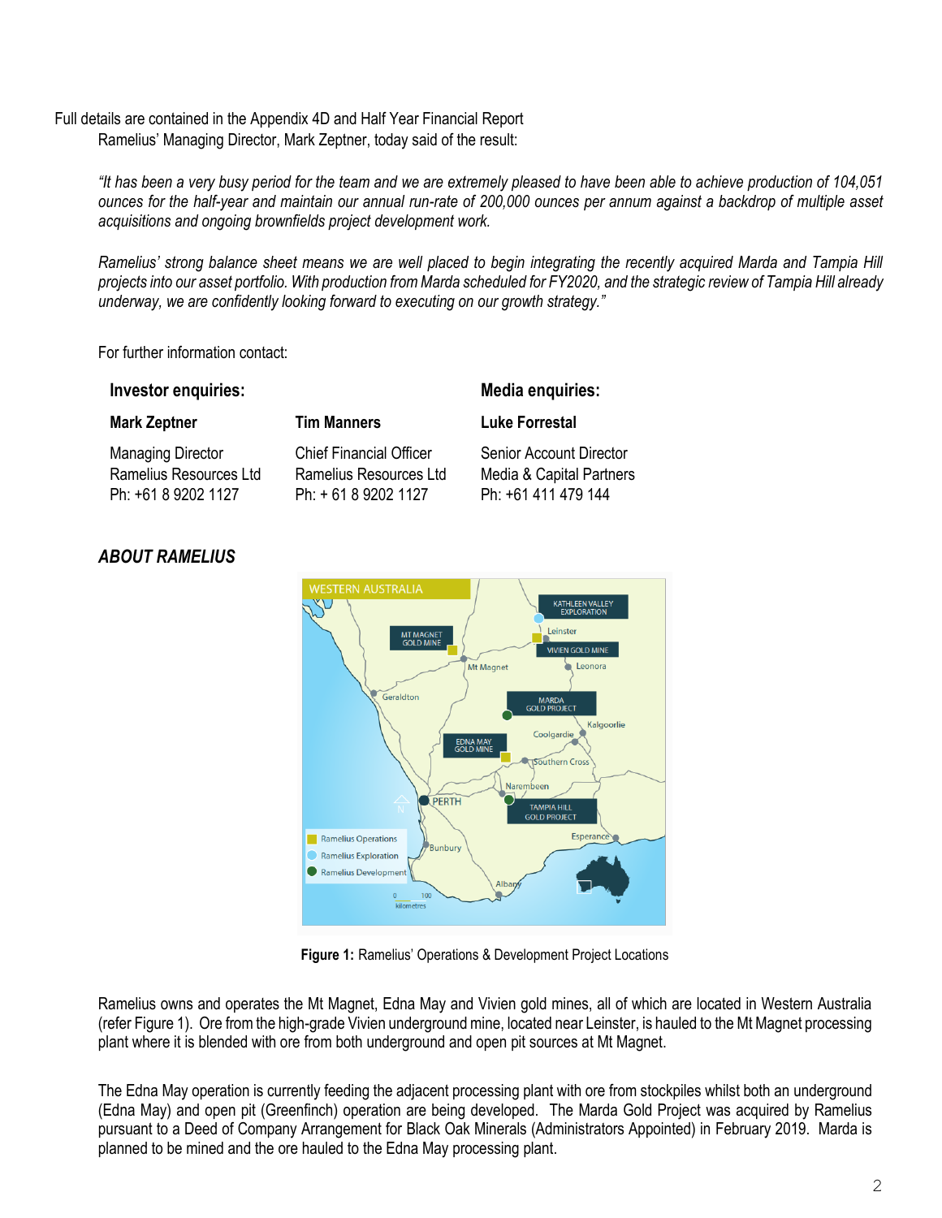Full details are contained in the Appendix 4D and Half Year Financial Report

Ramelius' Managing Director, Mark Zeptner, today said of the result:

*"It has been a very busy period for the team and we are extremely pleased to have been able to achieve production of 104,051 ounces for the half-year and maintain our annual run-rate of 200,000 ounces per annum against a backdrop of multiple asset acquisitions and ongoing brownfields project development work.*

*Ramelius' strong balance sheet means we are well placed to begin integrating the recently acquired Marda and Tampia Hill projects into our asset portfolio. With production from Marda scheduled for FY2020, and the strategic review of Tampia Hill already underway, we are confidently looking forward to executing on our growth strategy."*

For further information contact:

| Investor enquiries: | | Media enquiries: |
|---|---|---|
| **Mark Zeptner** | **Tim Manners** | **Luke Forrestal** |
| Managing Director | Chief Financial Officer | Senior Account Director |
| Ramelius Resources Ltd | Ramelius Resources Ltd | Media & Capital Partners |
| Ph: +61 8 9202 1127 | Ph: + 61 8 9202 1127 | Ph: +61 411 479 144 |

## *ABOUT RAMELIUS*

WESTERN AUSTRALIA

KATHLEEN VALLEY EXPLORATION

Leinster

VIVIEN GOLD MINE

MT MAGNET GOLD MINE

Mt Magnet

Leonora

Geraldton

MARDA GOLD PROJECT

Kalgoorlie

Coolgardie

EDNA MAY GOLD MINE

Southern Cross

Narembeen

PERTH

TAMPIA HILL GOLD PROJECT

Esperance

Bunbury

Albany

Ramelius Operations

Ramelius Exploration

Ramelius Development

0 100 kilometres

N

**Figure 1:** Ramelius' Operations & Development Project Locations

Ramelius owns and operates the Mt Magnet, Edna May and Vivien gold mines, all of which are located in Western Australia (refer Figure 1). Ore from the high-grade Vivien underground mine, located near Leinster, is hauled to the Mt Magnet processing plant where it is blended with ore from both underground and open pit sources at Mt Magnet.

The Edna May operation is currently feeding the adjacent processing plant with ore from stockpiles whilst both an underground (Edna May) and open pit (Greenfinch) operation are being developed. The Marda Gold Project was acquired by Ramelius pursuant to a Deed of Company Arrangement for Black Oak Minerals (Administrators Appointed) in February 2019. Marda is planned to be mined and the ore hauled to the Edna May processing plant.